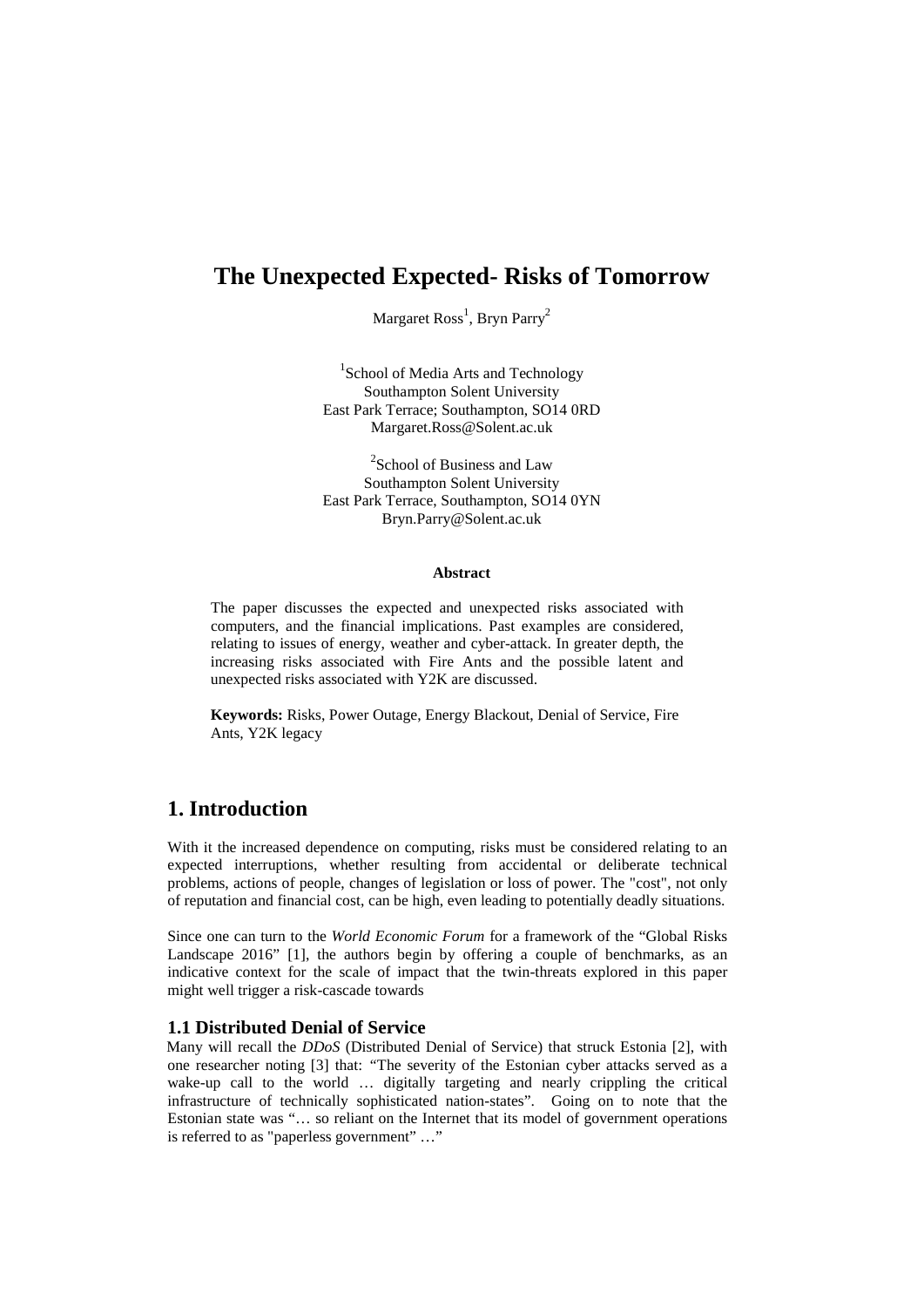# The Unexpected Expected- Risks of Tomorrow

Margaret Ross[1], Bryn Parry[2]

[1]School of Media Arts and Technology
Southampton Solent University
East Park Terrace; Southampton, SO14 0RD
Margaret.Ross@Solent.ac.uk

[2]School of Business and Law
Southampton Solent University
East Park Terrace, Southampton, SO14 0YN
Bryn.Parry@Solent.ac.uk

**Abstract**

The paper discusses the expected and unexpected risks associated with computers, and the financial implications. Past examples are considered, relating to issues of energy, weather and cyber-attack. In greater depth, the increasing risks associated with Fire Ants and the possible latent and unexpected risks associated with Y2K are discussed.

**Keywords:** Risks, Power Outage, Energy Blackout, Denial of Service, Fire Ants, Y2K legacy

## 1. Introduction

With it the increased dependence on computing, risks must be considered relating to an expected interruptions, whether resulting from accidental or deliberate technical problems, actions of people, changes of legislation or loss of power. The "cost", not only of reputation and financial cost, can be high, even leading to potentially deadly situations.

Since one can turn to the *World Economic Forum* for a framework of the "Global Risks Landscape 2016" [1], the authors begin by offering a couple of benchmarks, as an indicative context for the scale of impact that the twin-threats explored in this paper might well trigger a risk-cascade towards

### 1.1 Distributed Denial of Service

Many will recall the *DDoS* (Distributed Denial of Service) that struck Estonia [2], with one researcher noting [3] that: "The severity of the Estonian cyber attacks served as a wake-up call to the world … digitally targeting and nearly crippling the critical infrastructure of technically sophisticated nation-states". Going on to note that the Estonian state was "… so reliant on the Internet that its model of government operations is referred to as "paperless government" …"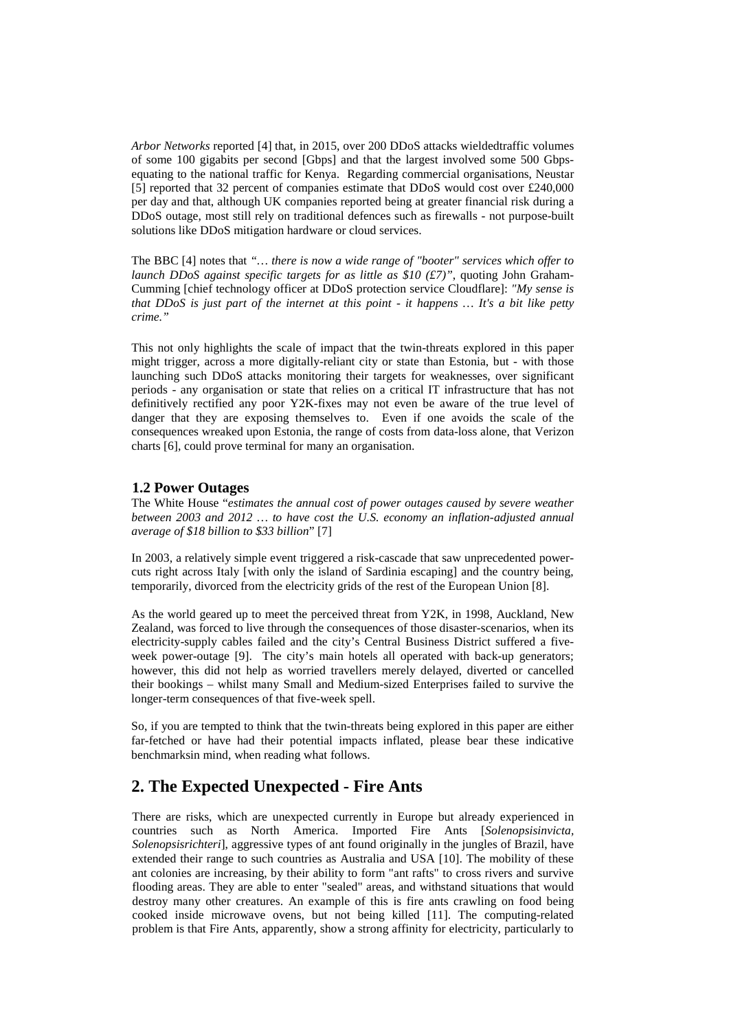*Arbor Networks* reported [4] that, in 2015, over 200 DDoS attacks wieldedtraffic volumes of some 100 gigabits per second [Gbps] and that the largest involved some 500 Gbps-equating to the national traffic for Kenya. Regarding commercial organisations, Neustar [5] reported that 32 percent of companies estimate that DDoS would cost over £240,000 per day and that, although UK companies reported being at greater financial risk during a DDoS outage, most still rely on traditional defences such as firewalls - not purpose-built solutions like DDoS mitigation hardware or cloud services.

The BBC [4] notes that *"… there is now a wide range of "booter" services which offer to launch DDoS against specific targets for as little as $10 (£7)"*, quoting John Graham-Cumming [chief technology officer at DDoS protection service Cloudflare]: *"My sense is that DDoS is just part of the internet at this point - it happens … It's a bit like petty crime."*

This not only highlights the scale of impact that the twin-threats explored in this paper might trigger, across a more digitally-reliant city or state than Estonia, but - with those launching such DDoS attacks monitoring their targets for weaknesses, over significant periods - any organisation or state that relies on a critical IT infrastructure that has not definitively rectified any poor Y2K-fixes may not even be aware of the true level of danger that they are exposing themselves to. Even if one avoids the scale of the consequences wreaked upon Estonia, the range of costs from data-loss alone, that Verizon charts [6], could prove terminal for many an organisation.

### 1.2 Power Outages

The White House "*estimates the annual cost of power outages caused by severe weather between 2003 and 2012 … to have cost the U.S. economy an inflation-adjusted annual average of $18 billion to $33 billion*" [7]

In 2003, a relatively simple event triggered a risk-cascade that saw unprecedented power-cuts right across Italy [with only the island of Sardinia escaping] and the country being, temporarily, divorced from the electricity grids of the rest of the European Union [8].

As the world geared up to meet the perceived threat from Y2K, in 1998, Auckland, New Zealand, was forced to live through the consequences of those disaster-scenarios, when its electricity-supply cables failed and the city's Central Business District suffered a five-week power-outage [9]. The city's main hotels all operated with back-up generators; however, this did not help as worried travellers merely delayed, diverted or cancelled their bookings – whilst many Small and Medium-sized Enterprises failed to survive the longer-term consequences of that five-week spell.

So, if you are tempted to think that the twin-threats being explored in this paper are either far-fetched or have had their potential impacts inflated, please bear these indicative benchmarksin mind, when reading what follows.

## 2. The Expected Unexpected - Fire Ants

There are risks, which are unexpected currently in Europe but already experienced in countries such as North America. Imported Fire Ants [*Solenopsisinvicta, Solenopsisrichteri*], aggressive types of ant found originally in the jungles of Brazil, have extended their range to such countries as Australia and USA [10]. The mobility of these ant colonies are increasing, by their ability to form "ant rafts" to cross rivers and survive flooding areas. They are able to enter "sealed" areas, and withstand situations that would destroy many other creatures. An example of this is fire ants crawling on food being cooked inside microwave ovens, but not being killed [11]. The computing-related problem is that Fire Ants, apparently, show a strong affinity for electricity, particularly to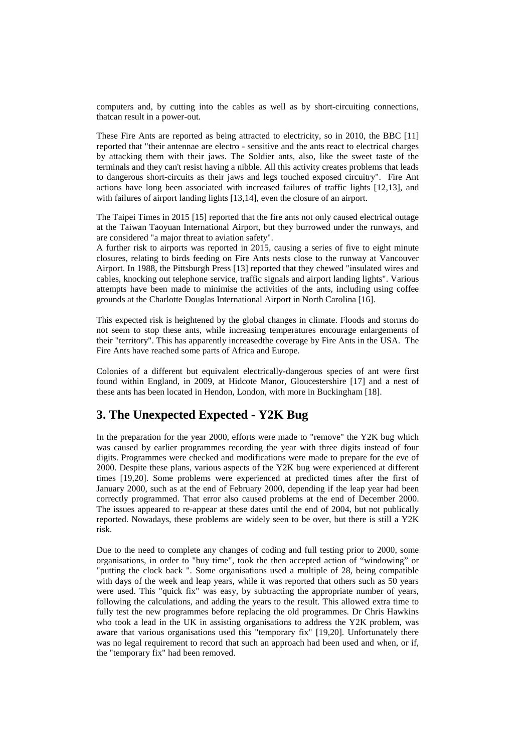computers and, by cutting into the cables as well as by short-circuiting connections, thatcan result in a power-out.

These Fire Ants are reported as being attracted to electricity, so in 2010, the BBC [11] reported that "their antennae are electro - sensitive and the ants react to electrical charges by attacking them with their jaws. The Soldier ants, also, like the sweet taste of the terminals and they can't resist having a nibble. All this activity creates problems that leads to dangerous short-circuits as their jaws and legs touched exposed circuitry". Fire Ant actions have long been associated with increased failures of traffic lights [12,13], and with failures of airport landing lights [13,14], even the closure of an airport.

The Taipei Times in 2015 [15] reported that the fire ants not only caused electrical outage at the Taiwan Taoyuan International Airport, but they burrowed under the runways, and are considered "a major threat to aviation safety".
A further risk to airports was reported in 2015, causing a series of five to eight minute closures, relating to birds feeding on Fire Ants nests close to the runway at Vancouver Airport. In 1988, the Pittsburgh Press [13] reported that they chewed "insulated wires and cables, knocking out telephone service, traffic signals and airport landing lights". Various attempts have been made to minimise the activities of the ants, including using coffee grounds at the Charlotte Douglas International Airport in North Carolina [16].

This expected risk is heightened by the global changes in climate. Floods and storms do not seem to stop these ants, while increasing temperatures encourage enlargements of their "territory". This has apparently increasedthe coverage by Fire Ants in the USA. The Fire Ants have reached some parts of Africa and Europe.

Colonies of a different but equivalent electrically-dangerous species of ant were first found within England, in 2009, at Hidcote Manor, Gloucestershire [17] and a nest of these ants has been located in Hendon, London, with more in Buckingham [18].

## 3. The Unexpected Expected - Y2K Bug

In the preparation for the year 2000, efforts were made to "remove" the Y2K bug which was caused by earlier programmes recording the year with three digits instead of four digits. Programmes were checked and modifications were made to prepare for the eve of 2000. Despite these plans, various aspects of the Y2K bug were experienced at different times [19,20]. Some problems were experienced at predicted times after the first of January 2000, such as at the end of February 2000, depending if the leap year had been correctly programmed. That error also caused problems at the end of December 2000. The issues appeared to re-appear at these dates until the end of 2004, but not publically reported. Nowadays, these problems are widely seen to be over, but there is still a Y2K risk.

Due to the need to complete any changes of coding and full testing prior to 2000, some organisations, in order to "buy time", took the then accepted action of "windowing" or "putting the clock back ". Some organisations used a multiple of 28, being compatible with days of the week and leap years, while it was reported that others such as 50 years were used. This "quick fix" was easy, by subtracting the appropriate number of years, following the calculations, and adding the years to the result. This allowed extra time to fully test the new programmes before replacing the old programmes. Dr Chris Hawkins who took a lead in the UK in assisting organisations to address the Y2K problem, was aware that various organisations used this "temporary fix" [19,20]. Unfortunately there was no legal requirement to record that such an approach had been used and when, or if, the "temporary fix" had been removed.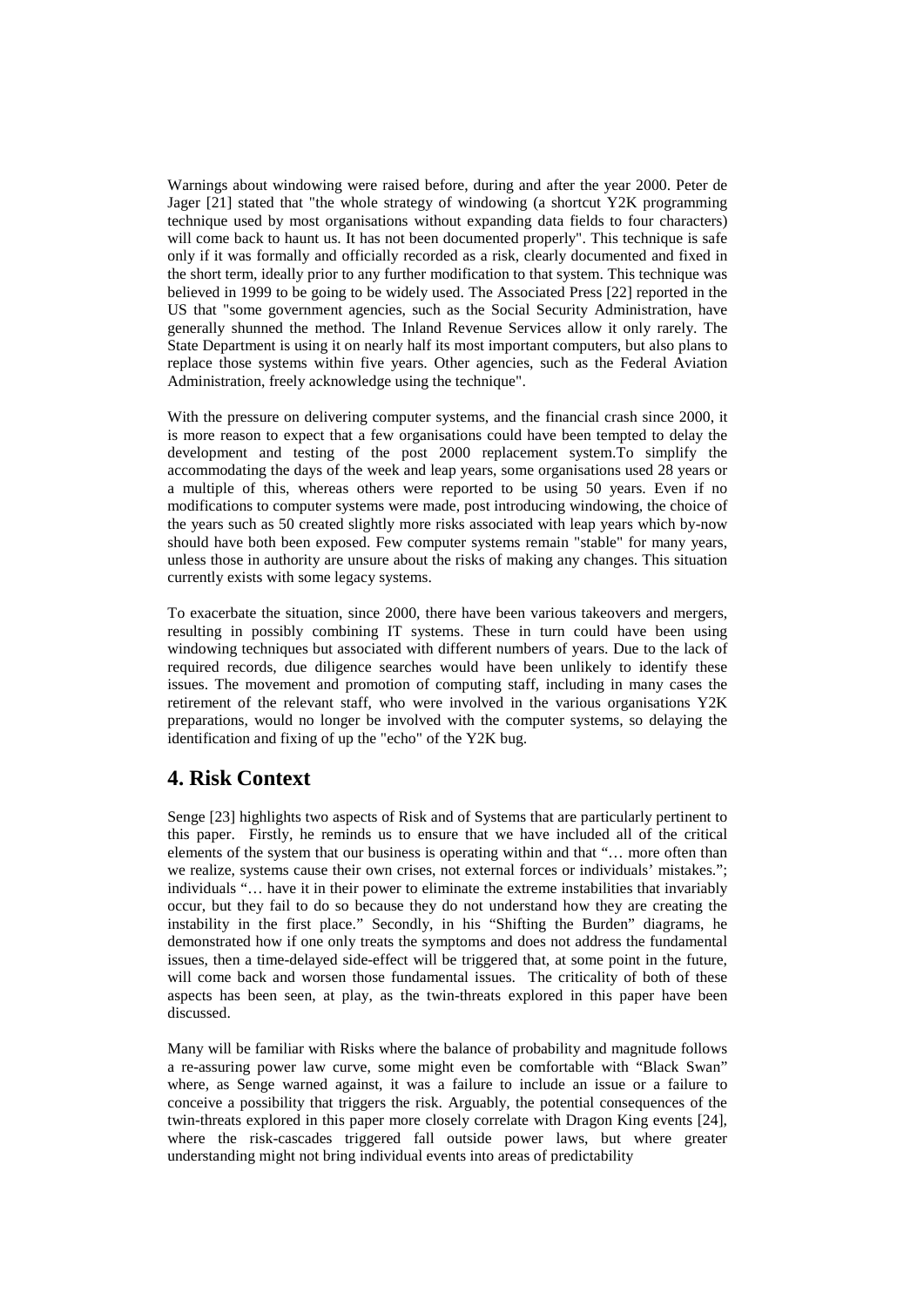Warnings about windowing were raised before, during and after the year 2000. Peter de Jager [21] stated that "the whole strategy of windowing (a shortcut Y2K programming technique used by most organisations without expanding data fields to four characters) will come back to haunt us. It has not been documented properly". This technique is safe only if it was formally and officially recorded as a risk, clearly documented and fixed in the short term, ideally prior to any further modification to that system. This technique was believed in 1999 to be going to be widely used. The Associated Press [22] reported in the US that "some government agencies, such as the Social Security Administration, have generally shunned the method. The Inland Revenue Services allow it only rarely. The State Department is using it on nearly half its most important computers, but also plans to replace those systems within five years. Other agencies, such as the Federal Aviation Administration, freely acknowledge using the technique".

With the pressure on delivering computer systems, and the financial crash since 2000, it is more reason to expect that a few organisations could have been tempted to delay the development and testing of the post 2000 replacement system.To simplify the accommodating the days of the week and leap years, some organisations used 28 years or a multiple of this, whereas others were reported to be using 50 years. Even if no modifications to computer systems were made, post introducing windowing, the choice of the years such as 50 created slightly more risks associated with leap years which by-now should have both been exposed. Few computer systems remain "stable" for many years, unless those in authority are unsure about the risks of making any changes. This situation currently exists with some legacy systems.

To exacerbate the situation, since 2000, there have been various takeovers and mergers, resulting in possibly combining IT systems. These in turn could have been using windowing techniques but associated with different numbers of years. Due to the lack of required records, due diligence searches would have been unlikely to identify these issues. The movement and promotion of computing staff, including in many cases the retirement of the relevant staff, who were involved in the various organisations Y2K preparations, would no longer be involved with the computer systems, so delaying the identification and fixing of up the "echo" of the Y2K bug.

# 4. Risk Context

Senge [23] highlights two aspects of Risk and of Systems that are particularly pertinent to this paper. Firstly, he reminds us to ensure that we have included all of the critical elements of the system that our business is operating within and that "… more often than we realize, systems cause their own crises, not external forces or individuals' mistakes."; individuals "… have it in their power to eliminate the extreme instabilities that invariably occur, but they fail to do so because they do not understand how they are creating the instability in the first place." Secondly, in his "Shifting the Burden" diagrams, he demonstrated how if one only treats the symptoms and does not address the fundamental issues, then a time-delayed side-effect will be triggered that, at some point in the future, will come back and worsen those fundamental issues. The criticality of both of these aspects has been seen, at play, as the twin-threats explored in this paper have been discussed.

Many will be familiar with Risks where the balance of probability and magnitude follows a re-assuring power law curve, some might even be comfortable with "Black Swan" where, as Senge warned against, it was a failure to include an issue or a failure to conceive a possibility that triggers the risk. Arguably, the potential consequences of the twin-threats explored in this paper more closely correlate with Dragon King events [24], where the risk-cascades triggered fall outside power laws, but where greater understanding might not bring individual events into areas of predictability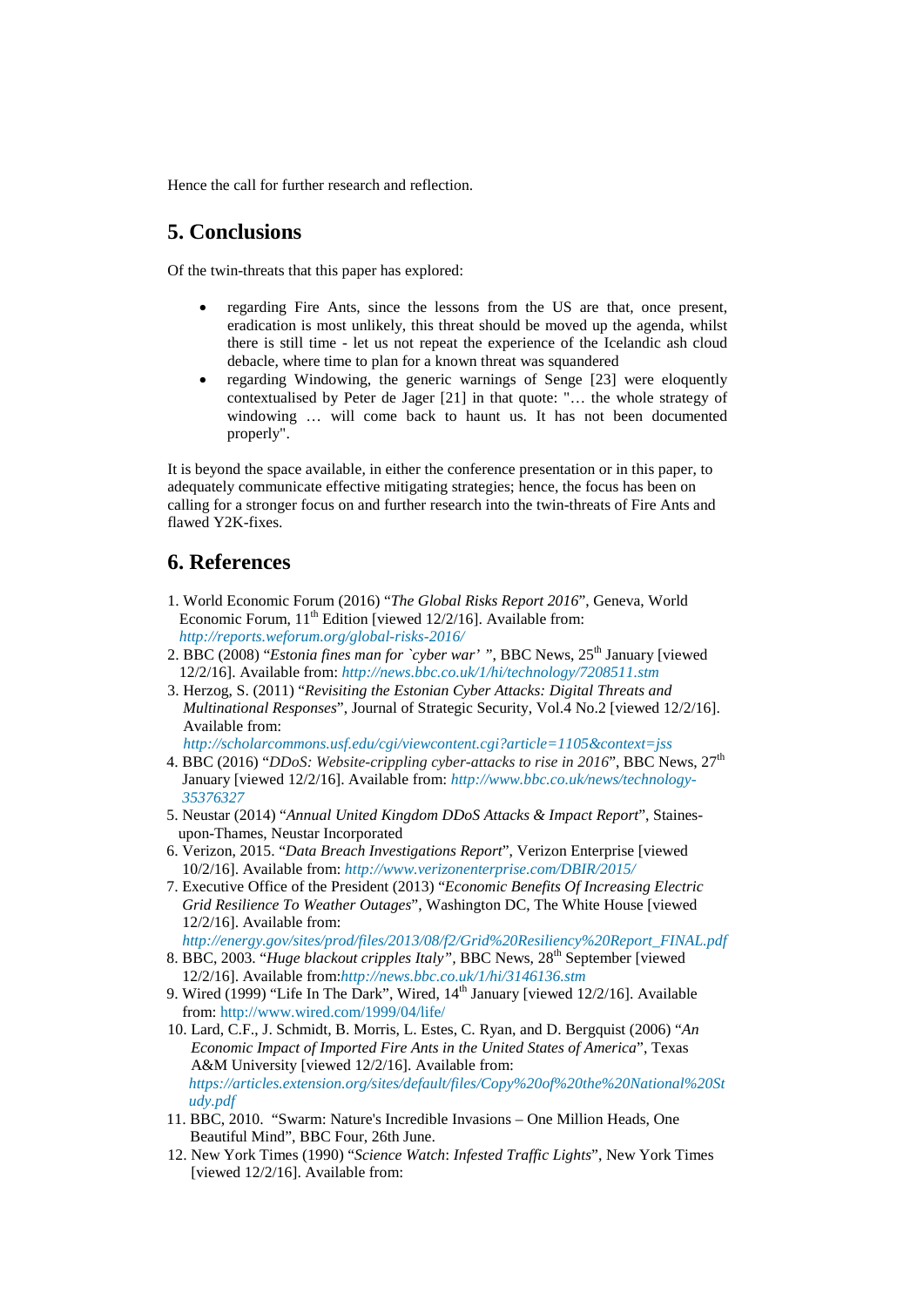Hence the call for further research and reflection.

## 5. Conclusions

Of the twin-threats that this paper has explored:

- regarding Fire Ants, since the lessons from the US are that, once present, eradication is most unlikely, this threat should be moved up the agenda, whilst there is still time - let us not repeat the experience of the Icelandic ash cloud debacle, where time to plan for a known threat was squandered
- regarding Windowing, the generic warnings of Senge [23] were eloquently contextualised by Peter de Jager [21] in that quote: "… the whole strategy of windowing … will come back to haunt us. It has not been documented properly".

It is beyond the space available, in either the conference presentation or in this paper, to adequately communicate effective mitigating strategies; hence, the focus has been on calling for a stronger focus on and further research into the twin-threats of Fire Ants and flawed Y2K-fixes.

## 6. References

1. World Economic Forum (2016) "*The Global Risks Report 2016*", Geneva, World Economic Forum, 11th Edition [viewed 12/2/16]. Available from: *http://reports.weforum.org/global-risks-2016/*
2. BBC (2008) "*Estonia fines man for `cyber war' "*, BBC News, 25th January [viewed 12/2/16]. Available from: *http://news.bbc.co.uk/1/hi/technology/7208511.stm*
3. Herzog, S. (2011) "*Revisiting the Estonian Cyber Attacks: Digital Threats and Multinational Responses*", Journal of Strategic Security, Vol.4 No.2 [viewed 12/2/16]. Available from: *http://scholarcommons.usf.edu/cgi/viewcontent.cgi?article=1105&context=jss*
4. BBC (2016) "*DDoS: Website-crippling cyber-attacks to rise in 2016*", BBC News, 27th January [viewed 12/2/16]. Available from: *http://www.bbc.co.uk/news/technology-35376327*
5. Neustar (2014) "*Annual United Kingdom DDoS Attacks & Impact Report*", Staines-upon-Thames, Neustar Incorporated
6. Verizon, 2015. "*Data Breach Investigations Report*", Verizon Enterprise [viewed 10/2/16]. Available from: *http://www.verizonenterprise.com/DBIR/2015/*
7. Executive Office of the President (2013) "*Economic Benefits Of Increasing Electric Grid Resilience To Weather Outages*", Washington DC, The White House [viewed 12/2/16]. Available from: *http://energy.gov/sites/prod/files/2013/08/f2/Grid%20Resiliency%20Report_FINAL.pdf*
8. BBC, 2003. "*Huge blackout cripples Italy"*, BBC News, 28th September [viewed 12/2/16]. Available from:*http://news.bbc.co.uk/1/hi/3146136.stm*
9. Wired (1999) "Life In The Dark", Wired, 14th January [viewed 12/2/16]. Available from: http://www.wired.com/1999/04/life/
10. Lard, C.F., J. Schmidt, B. Morris, L. Estes, C. Ryan, and D. Bergquist (2006) "*An Economic Impact of Imported Fire Ants in the United States of America*", Texas A&M University [viewed 12/2/16]. Available from: *https://articles.extension.org/sites/default/files/Copy%20of%20the%20National%20Study.pdf*
11. BBC, 2010. "Swarm: Nature's Incredible Invasions – One Million Heads, One Beautiful Mind", BBC Four, 26th June.
12. New York Times (1990) "*Science Watch*: *Infested Traffic Lights*", New York Times [viewed 12/2/16]. Available from: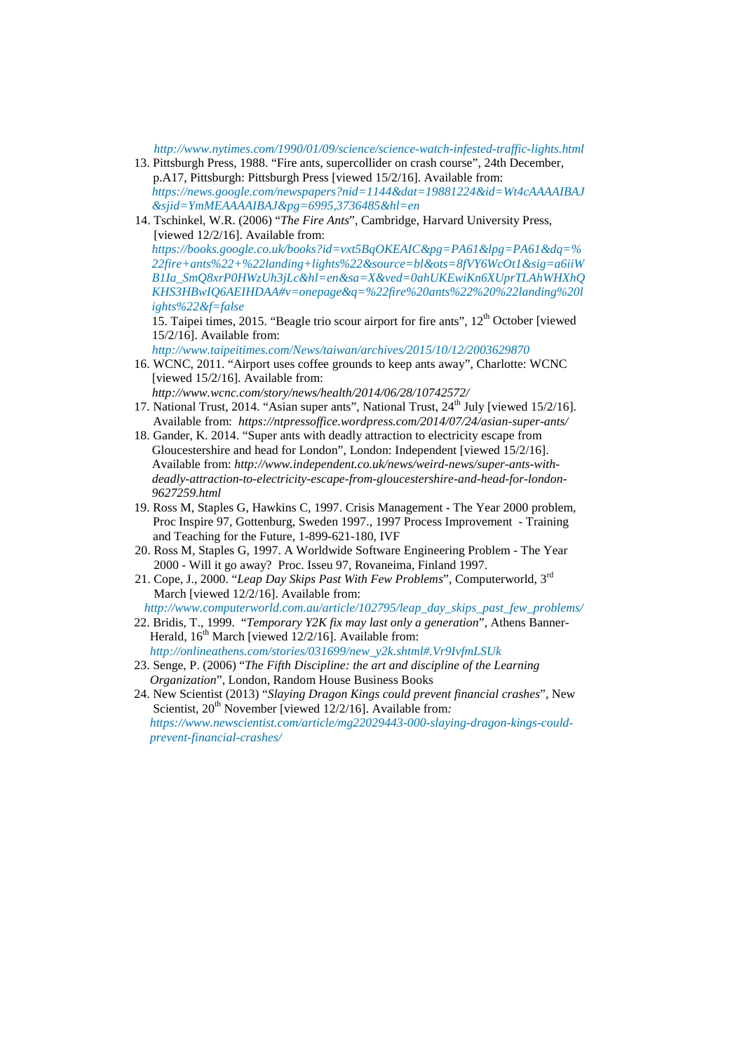*http://www.nytimes.com/1990/01/09/science/science-watch-infested-traffic-lights.html*

13. Pittsburgh Press, 1988. "Fire ants, supercollider on crash course", 24th December, p.A17, Pittsburgh: Pittsburgh Press [viewed 15/2/16]. Available from: *https://news.google.com/newspapers?nid=1144&dat=19881224&id=Wt4cAAAAIBAJ&sjid=YmMEAAAAIBAJ&pg=6995,3736485&hl=en*
14. Tschinkel, W.R. (2006) "*The Fire Ants*", Cambridge, Harvard University Press, [viewed 12/2/16]. Available from: *https://books.google.co.uk/books?id=vxt5BqOKEAIC&pg=PA61&lpg=PA61&dq=%22fire+ants%22+%22landing+lights%22&source=bl&ots=8fVY6WcOt1&sig=a6iiWB1Ia_SmQ8xrP0HWzUh3jLc&hl=en&sa=X&ved=0ahUKEwiKn6XUprTLAhWHXhQKHS3HBwIQ6AEIHDAA#v=onepage&q=%22fire%20ants%22%20%22landing%20lights%22&f=false*
15. Taipei times, 2015. "Beagle trio scour airport for fire ants", 12th October [viewed 15/2/16]. Available from: *http://www.taipeitimes.com/News/taiwan/archives/2015/10/12/2003629870*
16. WCNC, 2011. "Airport uses coffee grounds to keep ants away", Charlotte: WCNC [viewed 15/2/16]. Available from: *http://www.wcnc.com/story/news/health/2014/06/28/10742572/*
17. National Trust, 2014. "Asian super ants", National Trust, 24th July [viewed 15/2/16]. Available from: *https://ntpressoffice.wordpress.com/2014/07/24/asian-super-ants/*
18. Gander, K. 2014. "Super ants with deadly attraction to electricity escape from Gloucestershire and head for London", London: Independent [viewed 15/2/16]. Available from: *http://www.independent.co.uk/news/weird-news/super-ants-with-deadly-attraction-to-electricity-escape-from-gloucestershire-and-head-for-london-9627259.html*
19. Ross M, Staples G, Hawkins C, 1997. Crisis Management - The Year 2000 problem, Proc Inspire 97, Gottenburg, Sweden 1997., 1997 Process Improvement - Training and Teaching for the Future, 1-899-621-180, IVF
20. Ross M, Staples G, 1997. A Worldwide Software Engineering Problem - The Year 2000 - Will it go away? Proc. Isseu 97, Rovaneima, Finland 1997.
21. Cope, J., 2000. "*Leap Day Skips Past With Few Problems*", Computerworld, 3rd March [viewed 12/2/16]. Available from: *http://www.computerworld.com.au/article/102795/leap_day_skips_past_few_problems/*
22. Bridis, T., 1999. "*Temporary Y2K fix may last only a generation*", Athens Banner-Herald, 16th March [viewed 12/2/16]. Available from: *http://onlineathens.com/stories/031699/new_y2k.shtml#.Vr9IvfmLSUk*
23. Senge, P. (2006) "*The Fifth Discipline: the art and discipline of the Learning Organization*", London, Random House Business Books
24. New Scientist (2013) "*Slaying Dragon Kings could prevent financial crashes*", New Scientist, 20th November [viewed 12/2/16]. Available from: *https://www.newscientist.com/article/mg22029443-000-slaying-dragon-kings-could-prevent-financial-crashes/*